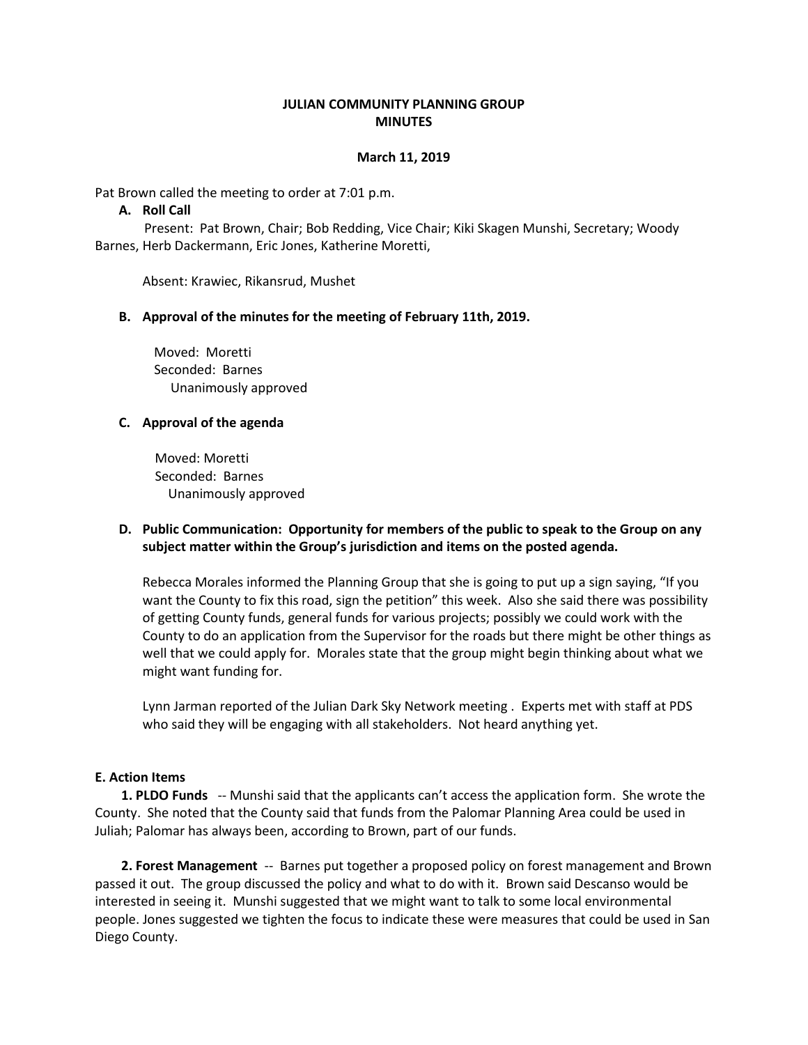**JULIAN COMMUNITY PLANNING GROUP**
**MINUTES**

**March 11, 2019**

Pat Brown called the meeting to order at 7:01 p.m.

**A. Roll Call**

Present: Pat Brown, Chair; Bob Redding, Vice Chair; Kiki Skagen Munshi, Secretary; Woody Barnes, Herb Dackermann, Eric Jones, Katherine Moretti,

Absent: Krawiec, Rikansrud, Mushet

**B. Approval of the minutes for the meeting of February 11th, 2019.**

Moved: Moretti
Seconded: Barnes
Unanimously approved

**C. Approval of the agenda**

Moved: Moretti
Seconded: Barnes
Unanimously approved

**D. Public Communication: Opportunity for members of the public to speak to the Group on any subject matter within the Group's jurisdiction and items on the posted agenda.**

Rebecca Morales informed the Planning Group that she is going to put up a sign saying, "If you want the County to fix this road, sign the petition" this week. Also she said there was possibility of getting County funds, general funds for various projects; possibly we could work with the County to do an application from the Supervisor for the roads but there might be other things as well that we could apply for. Morales state that the group might begin thinking about what we might want funding for.

Lynn Jarman reported of the Julian Dark Sky Network meeting . Experts met with staff at PDS who said they will be engaging with all stakeholders. Not heard anything yet.

**E. Action Items**

**1. PLDO Funds** -- Munshi said that the applicants can't access the application form. She wrote the County. She noted that the County said that funds from the Palomar Planning Area could be used in Juliah; Palomar has always been, according to Brown, part of our funds.

**2. Forest Management** -- Barnes put together a proposed policy on forest management and Brown passed it out. The group discussed the policy and what to do with it. Brown said Descanso would be interested in seeing it. Munshi suggested that we might want to talk to some local environmental people. Jones suggested we tighten the focus to indicate these were measures that could be used in San Diego County.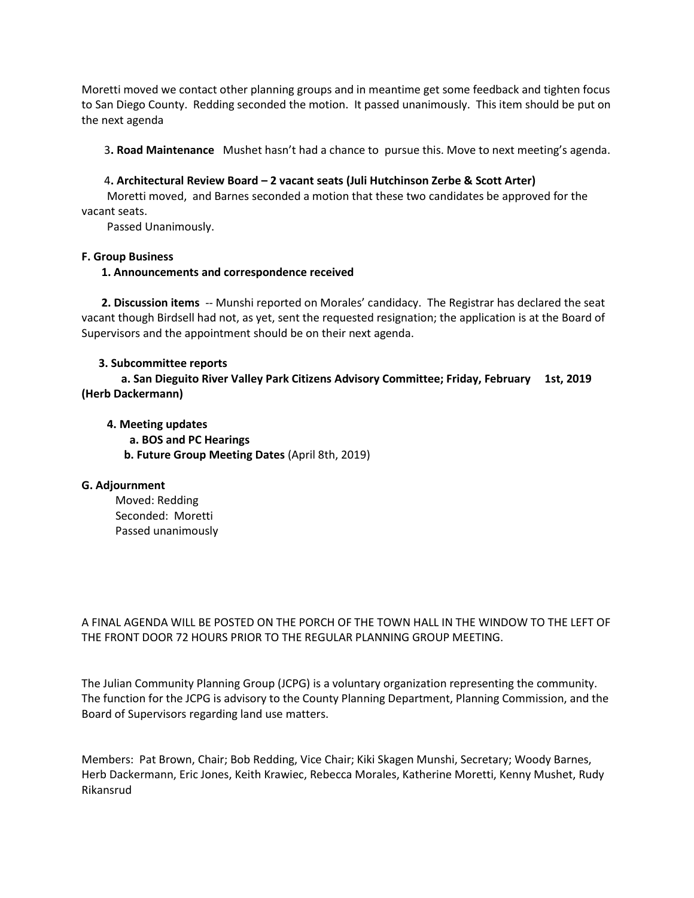Moretti moved we contact other planning groups and in meantime get some feedback and tighten focus to San Diego County. Redding seconded the motion. It passed unanimously. This item should be put on the next agenda

3**. Road Maintenance** Mushet hasn't had a chance to pursue this. Move to next meeting's agenda.

4**. Architectural Review Board – 2 vacant seats (Juli Hutchinson Zerbe & Scott Arter)**

Moretti moved, and Barnes seconded a motion that these two candidates be approved for the vacant seats.

Passed Unanimously.

**F. Group Business**

**1. Announcements and correspondence received**

**2. Discussion items** -- Munshi reported on Morales' candidacy. The Registrar has declared the seat vacant though Birdsell had not, as yet, sent the requested resignation; the application is at the Board of Supervisors and the appointment should be on their next agenda.

**3. Subcommittee reports**

**a. San Dieguito River Valley Park Citizens Advisory Committee; Friday, February 1st, 2019 (Herb Dackermann)**

**4. Meeting updates**

**a. BOS and PC Hearings**

**b. Future Group Meeting Dates** (April 8th, 2019)

**G. Adjournment**

Moved: Redding
Seconded: Moretti
Passed unanimously

A FINAL AGENDA WILL BE POSTED ON THE PORCH OF THE TOWN HALL IN THE WINDOW TO THE LEFT OF THE FRONT DOOR 72 HOURS PRIOR TO THE REGULAR PLANNING GROUP MEETING.

The Julian Community Planning Group (JCPG) is a voluntary organization representing the community. The function for the JCPG is advisory to the County Planning Department, Planning Commission, and the Board of Supervisors regarding land use matters.

Members: Pat Brown, Chair; Bob Redding, Vice Chair; Kiki Skagen Munshi, Secretary; Woody Barnes, Herb Dackermann, Eric Jones, Keith Krawiec, Rebecca Morales, Katherine Moretti, Kenny Mushet, Rudy Rikansrud